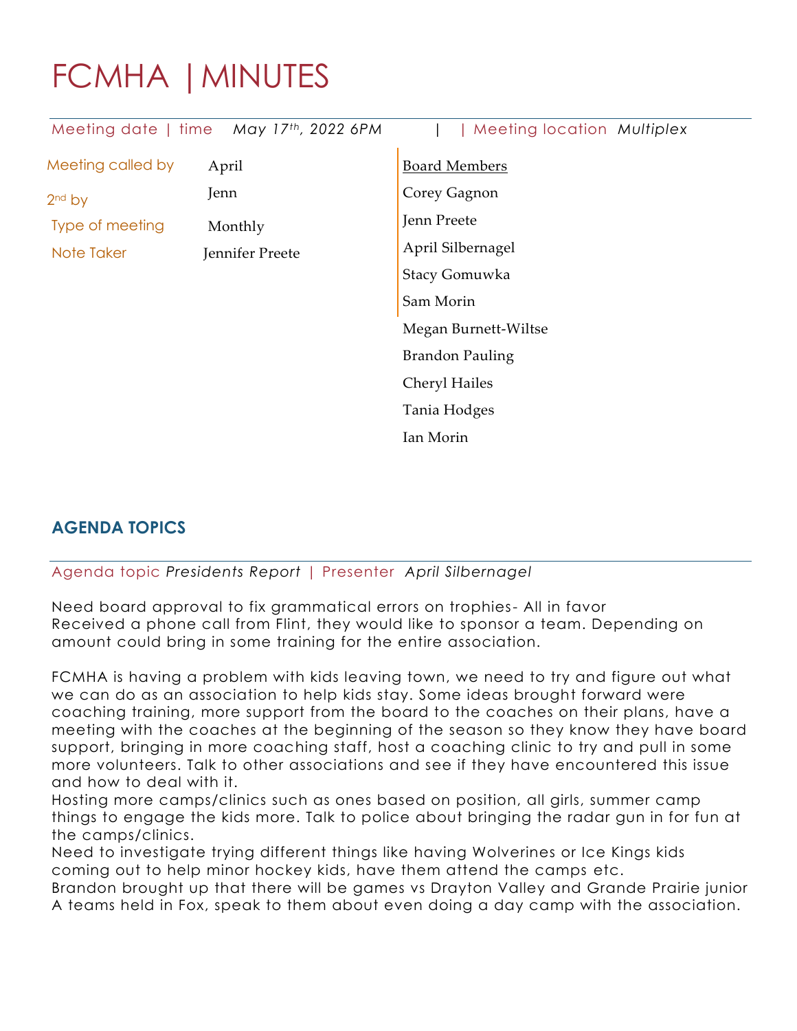# FCMHA | MINUTES

Meeting date | time *May 17th, 2022 6PM* | | Meeting location *Multiplex*

| | |
|---|---|
| Meeting called by | April |
| 2nd by | Jenn |
| Type of meeting | Monthly |
| Note Taker | Jennifer Preete |

**Board Members**

Corey Gagnon
Jenn Preete
April Silbernagel
Stacy Gomuwka
Sam Morin
Megan Burnett-Wiltse
Brandon Pauling
Cheryl Hailes
Tania Hodges
Ian Morin

## AGENDA TOPICS

Agenda topic *Presidents Report* | Presenter *April Silbernagel*

Need board approval to fix grammatical errors on trophies- All in favor
Received a phone call from Flint, they would like to sponsor a team. Depending on amount could bring in some training for the entire association.

FCMHA is having a problem with kids leaving town, we need to try and figure out what we can do as an association to help kids stay. Some ideas brought forward were coaching training, more support from the board to the coaches on their plans, have a meeting with the coaches at the beginning of the season so they know they have board support, bringing in more coaching staff, host a coaching clinic to try and pull in some more volunteers. Talk to other associations and see if they have encountered this issue and how to deal with it.
Hosting more camps/clinics such as ones based on position, all girls, summer camp things to engage the kids more. Talk to police about bringing the radar gun in for fun at the camps/clinics.
Need to investigate trying different things like having Wolverines or Ice Kings kids coming out to help minor hockey kids, have them attend the camps etc.
Brandon brought up that there will be games vs Drayton Valley and Grande Prairie junior A teams held in Fox, speak to them about even doing a day camp with the association.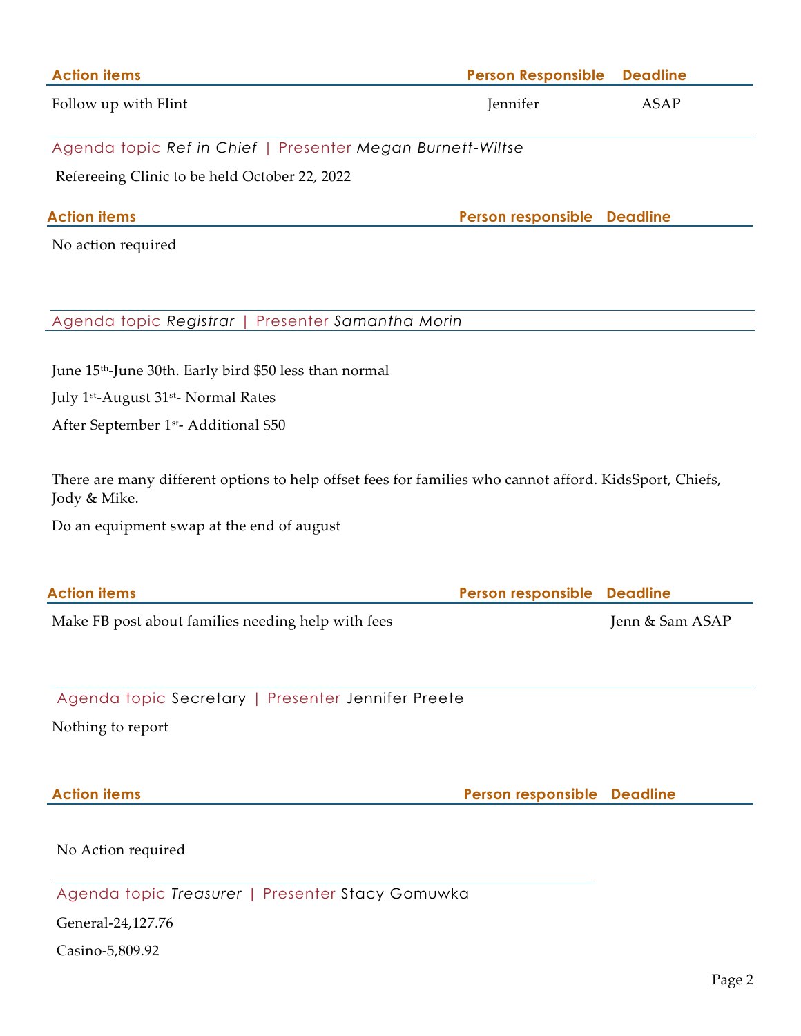| Action items | Person Responsible | Deadline |
| --- | --- | --- |
| Follow up with Flint | Jennifer | ASAP |

Agenda topic *Ref in Chief* | Presenter *Megan Burnett-Wiltse*

Refereeing Clinic to be held October 22, 2022

| Action items | Person responsible | Deadline |
| --- | --- | --- |
| No action required | | |

Agenda topic *Registrar* | Presenter *Samantha Morin*

June 15th-June 30th. Early bird $50 less than normal

July 1st-August 31st- Normal Rates

After September 1st- Additional $50

There are many different options to help offset fees for families who cannot afford. KidsSport, Chiefs, Jody & Mike.

Do an equipment swap at the end of august

| Action items | Person responsible | Deadline |
| --- | --- | --- |
| Make FB post about families needing help with fees | | Jenn & Sam ASAP |

Agenda topic Secretary | Presenter Jennifer Preete

Nothing to report

| Action items | Person responsible | Deadline |
| --- | --- | --- |
| No Action required | | |

Agenda topic *Treasurer* | Presenter Stacy Gomuwka

General-24,127.76

Casino-5,809.92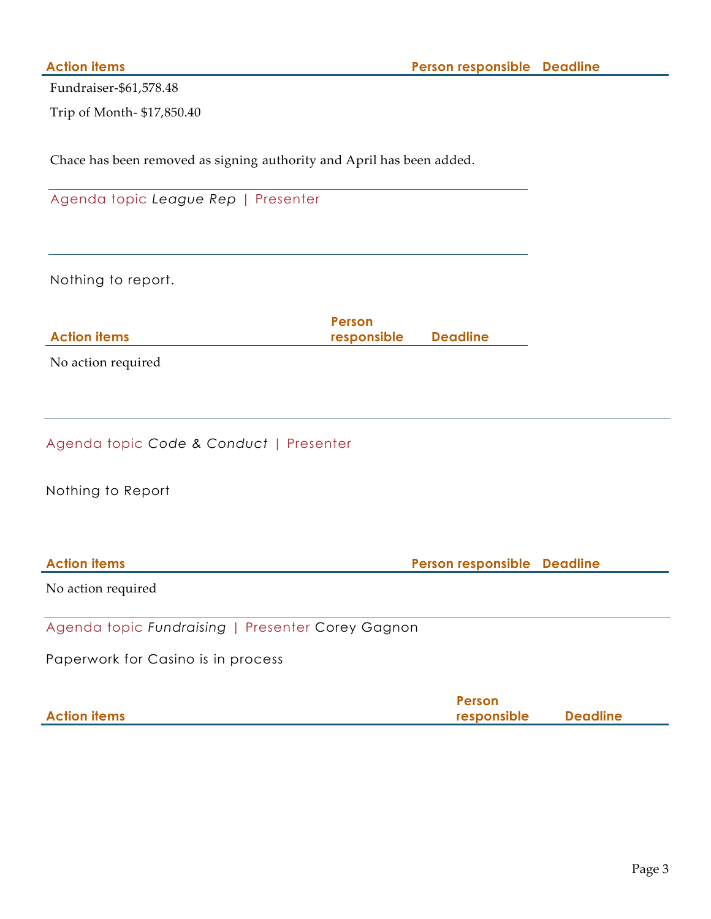| Action items | Person responsible | Deadline |
| --- | --- | --- |
| Fundraiser-$61,578.48 | | |
| Trip of Month- $17,850.40 | | |

Chace has been removed as signing authority and April has been added.

## Agenda topic *League Rep* | Presenter

Nothing to report.

| Action items | Person responsible | Deadline |
| --- | --- | --- |
| No action required | | |

## Agenda topic *Code & Conduct* | Presenter

Nothing to Report

| Action items | Person responsible | Deadline |
| --- | --- | --- |
| No action required | | |

## Agenda topic *Fundraising* | Presenter Corey Gagnon

Paperwork for Casino is in process

| Action items | Person responsible | Deadline |
| --- | --- | --- |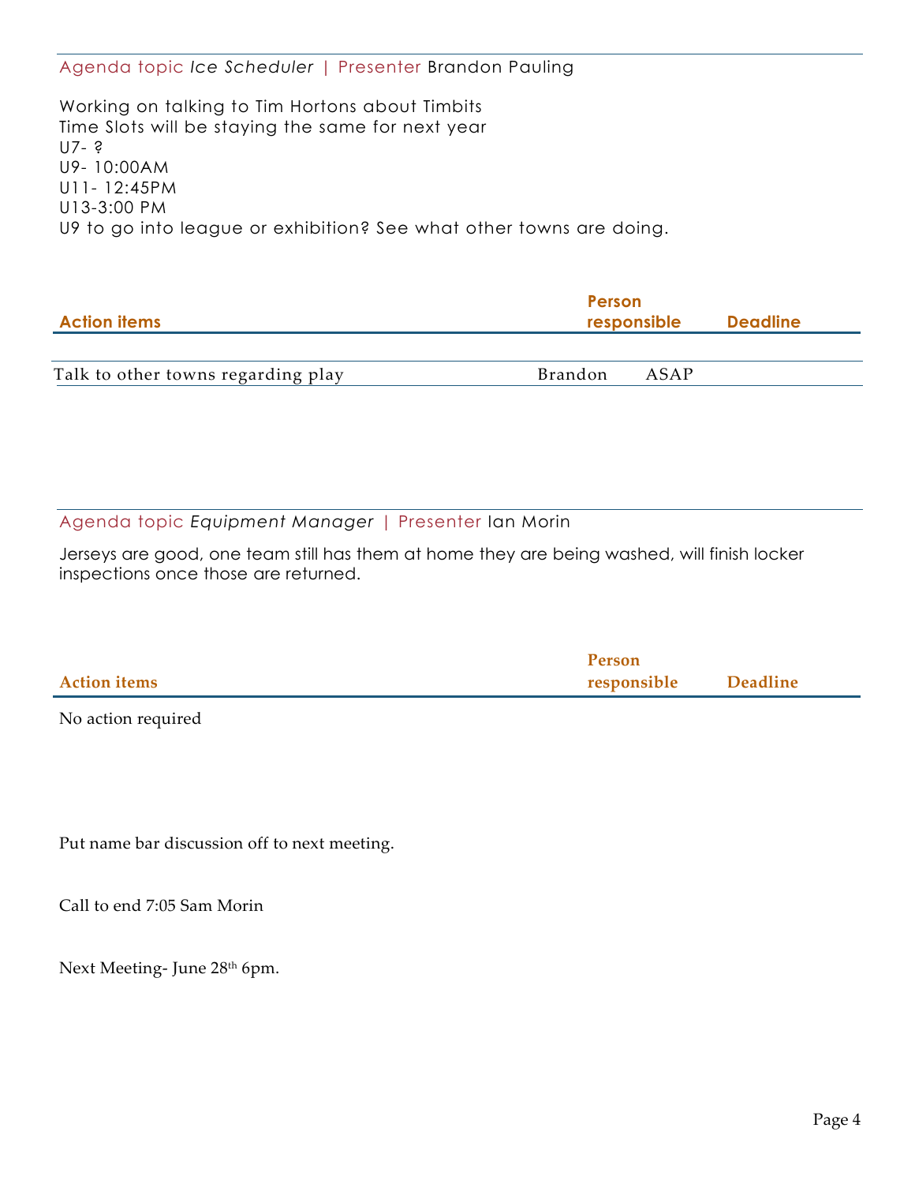Agenda topic *Ice Scheduler* | Presenter Brandon Pauling

Working on talking to Tim Hortons about Timbits
Time Slots will be staying the same for next year
U7- ?
U9- 10:00AM
U11- 12:45PM
U13-3:00 PM
U9 to go into league or exhibition? See what other towns are doing.

| Action items | Person responsible | Deadline |
| --- | --- | --- |
| Talk to other towns regarding play | Brandon | ASAP |

Agenda topic *Equipment Manager* | Presenter Ian Morin

Jerseys are good, one team still has them at home they are being washed, will finish locker inspections once those are returned.

| Action items | Person responsible | Deadline |
| --- | --- | --- |
| No action required | | |

Put name bar discussion off to next meeting.

Call to end 7:05 Sam Morin

Next Meeting- June 28th 6pm.